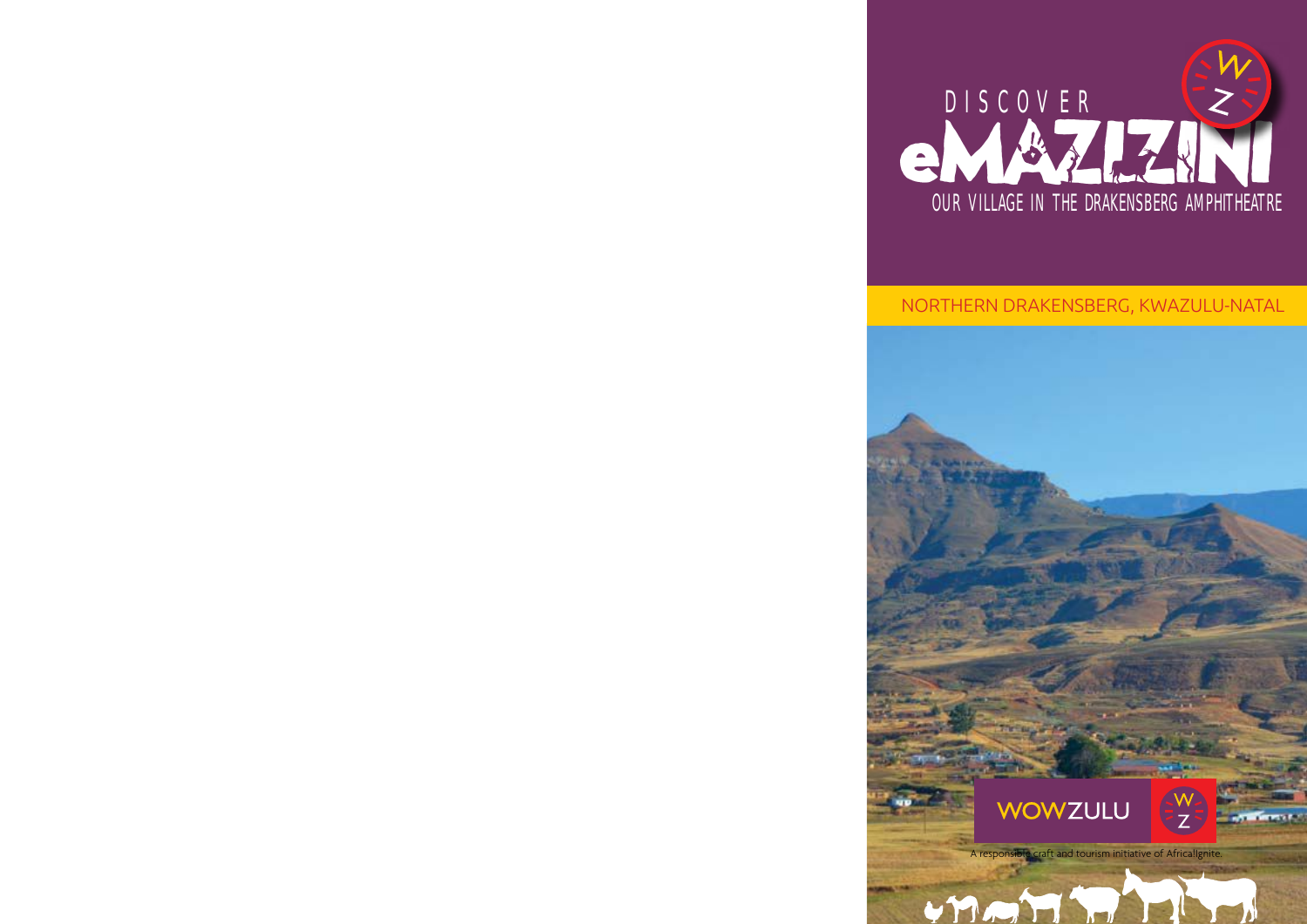# DISCOVER eMAZIZINI

## OUR VILLAGE IN THE DRAKENSBERG AMPHITHEATRE

NORTHERN DRAKENSBERG, KWAZULU-NATAL

WOWZULU

A responsible craft and tourism initiative of AfricanIgnite.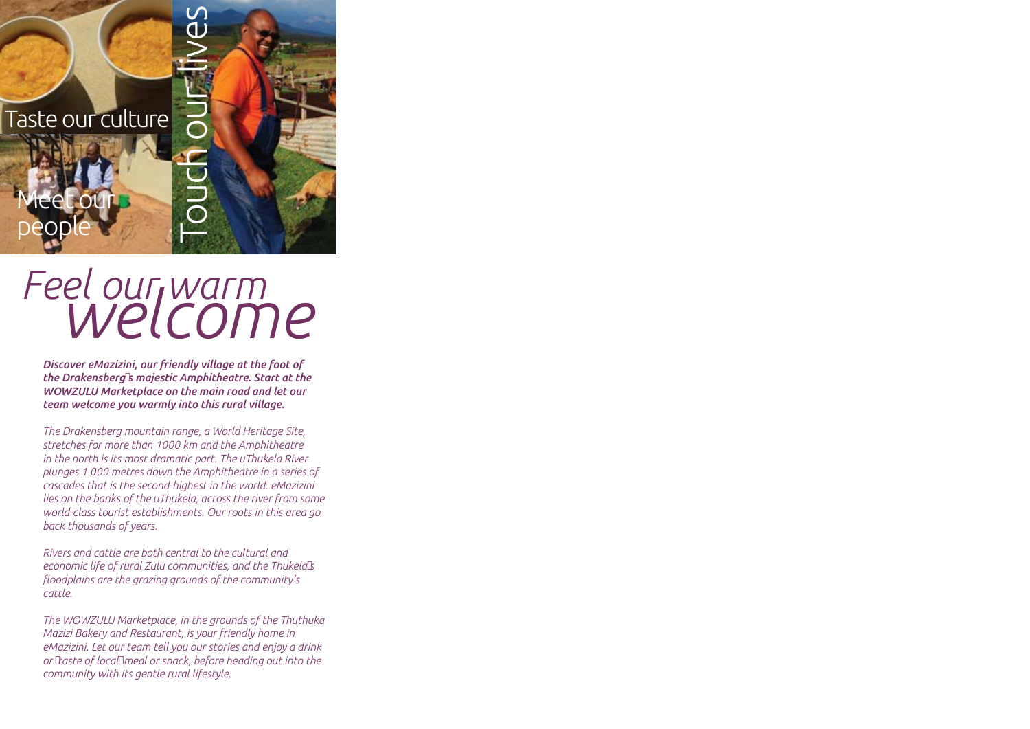Taste our culture

Touch our lives

Meet our people

# *Feel our warm welcome*

***Discover eMazizini, our friendly village at the foot of the Drakensberg's majestic Amphitheatre. Start at the WOWZULU Marketplace on the main road and let our team welcome you warmly into this rural village.***

*The Drakensberg mountain range, a World Heritage Site, stretches for more than 1000 km and the Amphitheatre in the north is its most dramatic part. The uThukela River plunges 1 000 metres down the Amphitheatre in a series of cascades that is the second-highest in the world. eMazizini lies on the banks of the uThukela, across the river from some world-class tourist establishments. Our roots in this area go back thousands of years.*

*Rivers and cattle are both central to the cultural and economic life of rural Zulu communities, and the Thukela's floodplains are the grazing grounds of the community's cattle.*

*The WOWZULU Marketplace, in the grounds of the Thuthuka Mazizi Bakery and Restaurant, is your friendly home in eMazizini. Let our team tell you our stories and enjoy a drink or taste of local meal or snack, before heading out into the community with its gentle rural lifestyle.*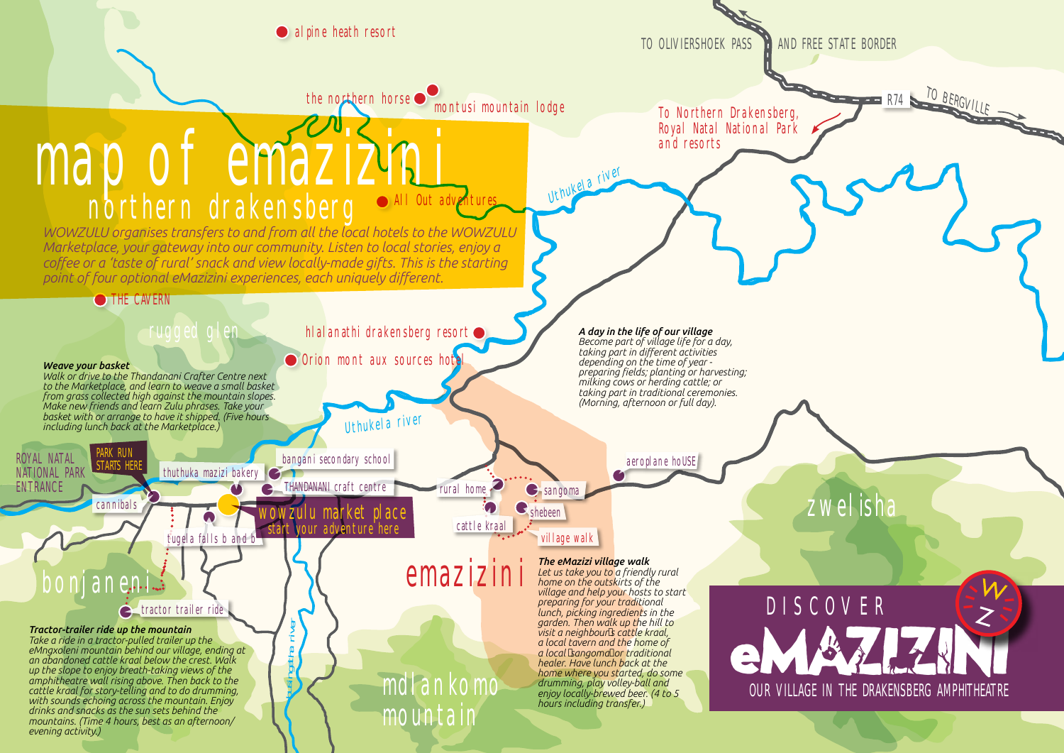# map of emazizini

## northern drakensberg

*WOWZULU organises transfers to and from all the local hotels to the WOWZULU Marketplace, your gateway into our community. Listen to local stories, enjoy a coffee or a 'taste of rural' snack and view locally-made gifts. This is the starting point of four optional eMazizini experiences, each uniquely different.*

alpine heath resort

the northern horse

montusi mountain lodge

All Out adventures

THE CAVERN

rugged glen

hlalanathi drakensberg resort

Orion mont aux sources hotel

Uthukela river

TO OLIVIERSHOEK PASS AND FREE STATE BORDER

R74

TO BERGVILLE

To Northern Drakensberg, Royal Natal National Park and resorts

### Weave your basket

*Walk or drive to the Thandanani Crafter Centre next to the Marketplace, and learn to weave a small basket from grass collected high against the mountain slopes. Make new friends and learn Zulu phrases. Take your basket with or arrange to have it shipped. (Five hours including lunch back at the Marketplace.)*

ROYAL NATAL NATIONAL PARK ENTRANCE

PARK RUN STARTS HERE

cannibals

thuthuka mazizi bakery

bangani secondary school

THANDANANI craft centre

wowzulu market place
start your adventure here

tugela falls b and b

bonjaneni

tractor trailer ride

Busingatha river

### Tractor-trailer ride up the mountain

*Take a ride in a tractor-pulled trailer up the eMngxoleni mountain behind our village, ending at an abandoned cattle kraal below the crest. Walk up the slope to enjoy breath-taking views of the amphitheatre wall rising above. Then back to the cattle kraal for story-telling and to do drumming, with sounds echoing across the mountain. Enjoy drinks and snacks as the sun sets behind the mountains. (Time 4 hours, best as an afternoon/ evening activity.)*

rural home

sangoma

shebeen

cattle kraal

village walk

emazizini

mdlankomo mountain

### A day in the life of our village

*Become part of village life for a day, taking part in different activities depending on the time of year - preparing fields; planting or harvesting; milking cows or herding cattle; or taking part in traditional ceremonies. (Morning, afternoon or full day).*

aeroplane hoUSE

zwelisha

### The eMazizi village walk

*Let us take you to a friendly rural home on the outskirts of the village and help your hosts to start preparing for your traditional lunch, picking ingredients in the garden. Then walk up the hill to visit a neighbour's cattle kraal, a local tavern and the home of a local 'sangoma' or traditional healer. Have lunch back at the home where you started, do some drumming, play volley-ball and enjoy locally-brewed beer. (4 to 5 hours including transfer.)*

DISCOVER
eMAZIZINI
OUR VILLAGE IN THE DRAKENSBERG AMPHITHEATRE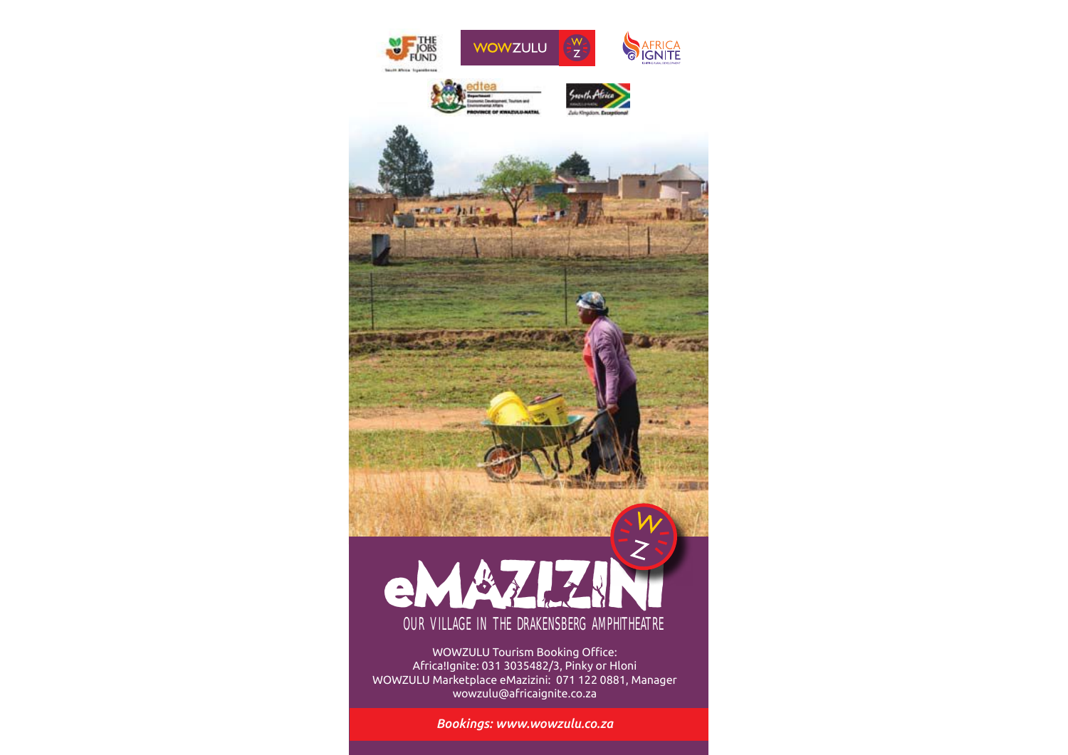# eMAZIZINI

OUR VILLAGE IN THE DRAKENSBERG AMPHITHEATRE

WOWZULU Tourism Booking Office:
Africa!Ignite: 031 3035482/3, Pinky or Hloni
WOWZULU Marketplace eMazizini: 071 122 0881, Manager
wowzulu@africaignite.co.za

*Bookings: www.wowzulu.co.za*